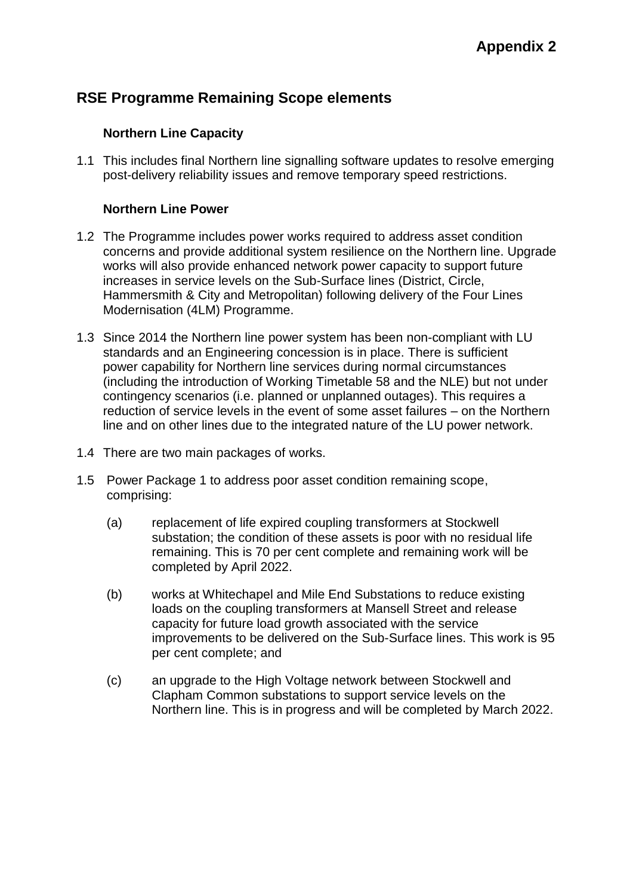**Appendix 2**

## RSE Programme Remaining Scope elements

### Northern Line Capacity

1.1 This includes final Northern line signalling software updates to resolve emerging post-delivery reliability issues and remove temporary speed restrictions.

### Northern Line Power

1.2 The Programme includes power works required to address asset condition concerns and provide additional system resilience on the Northern line. Upgrade works will also provide enhanced network power capacity to support future increases in service levels on the Sub-Surface lines (District, Circle, Hammersmith & City and Metropolitan) following delivery of the Four Lines Modernisation (4LM) Programme.

1.3 Since 2014 the Northern line power system has been non-compliant with LU standards and an Engineering concession is in place. There is sufficient power capability for Northern line services during normal circumstances (including the introduction of Working Timetable 58 and the NLE) but not under contingency scenarios (i.e. planned or unplanned outages). This requires a reduction of service levels in the event of some asset failures – on the Northern line and on other lines due to the integrated nature of the LU power network.

1.4 There are two main packages of works.

1.5 Power Package 1 to address poor asset condition remaining scope, comprising:

(a) replacement of life expired coupling transformers at Stockwell substation; the condition of these assets is poor with no residual life remaining. This is 70 per cent complete and remaining work will be completed by April 2022.

(b) works at Whitechapel and Mile End Substations to reduce existing loads on the coupling transformers at Mansell Street and release capacity for future load growth associated with the service improvements to be delivered on the Sub-Surface lines. This work is 95 per cent complete; and

(c) an upgrade to the High Voltage network between Stockwell and Clapham Common substations to support service levels on the Northern line. This is in progress and will be completed by March 2022.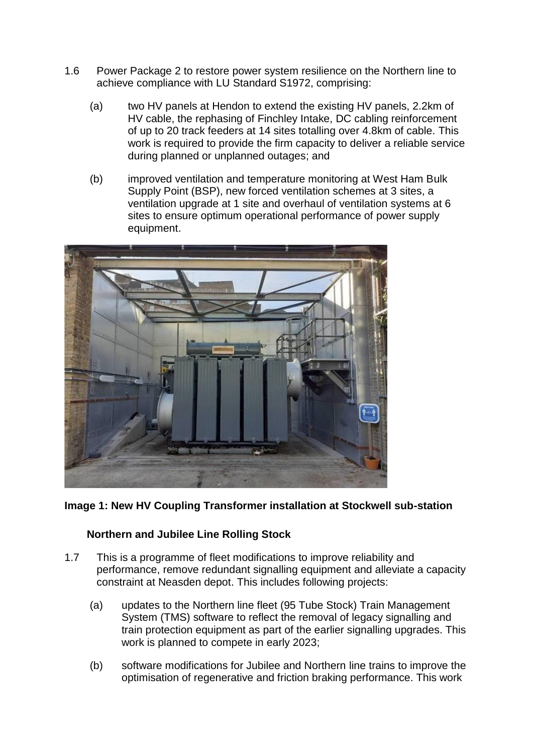1.6 Power Package 2 to restore power system resilience on the Northern line to achieve compliance with LU Standard S1972, comprising:

(a) two HV panels at Hendon to extend the existing HV panels, 2.2km of HV cable, the rephasing of Finchley Intake, DC cabling reinforcement of up to 20 track feeders at 14 sites totalling over 4.8km of cable. This work is required to provide the firm capacity to deliver a reliable service during planned or unplanned outages; and

(b) improved ventilation and temperature monitoring at West Ham Bulk Supply Point (BSP), new forced ventilation schemes at 3 sites, a ventilation upgrade at 1 site and overhaul of ventilation systems at 6 sites to ensure optimum operational performance of power supply equipment.

**Image 1: New HV Coupling Transformer installation at Stockwell sub-station**

### Northern and Jubilee Line Rolling Stock

1.7 This is a programme of fleet modifications to improve reliability and performance, remove redundant signalling equipment and alleviate a capacity constraint at Neasden depot. This includes following projects:

(a) updates to the Northern line fleet (95 Tube Stock) Train Management System (TMS) software to reflect the removal of legacy signalling and train protection equipment as part of the earlier signalling upgrades. This work is planned to compete in early 2023;

(b) software modifications for Jubilee and Northern line trains to improve the optimisation of regenerative and friction braking performance. This work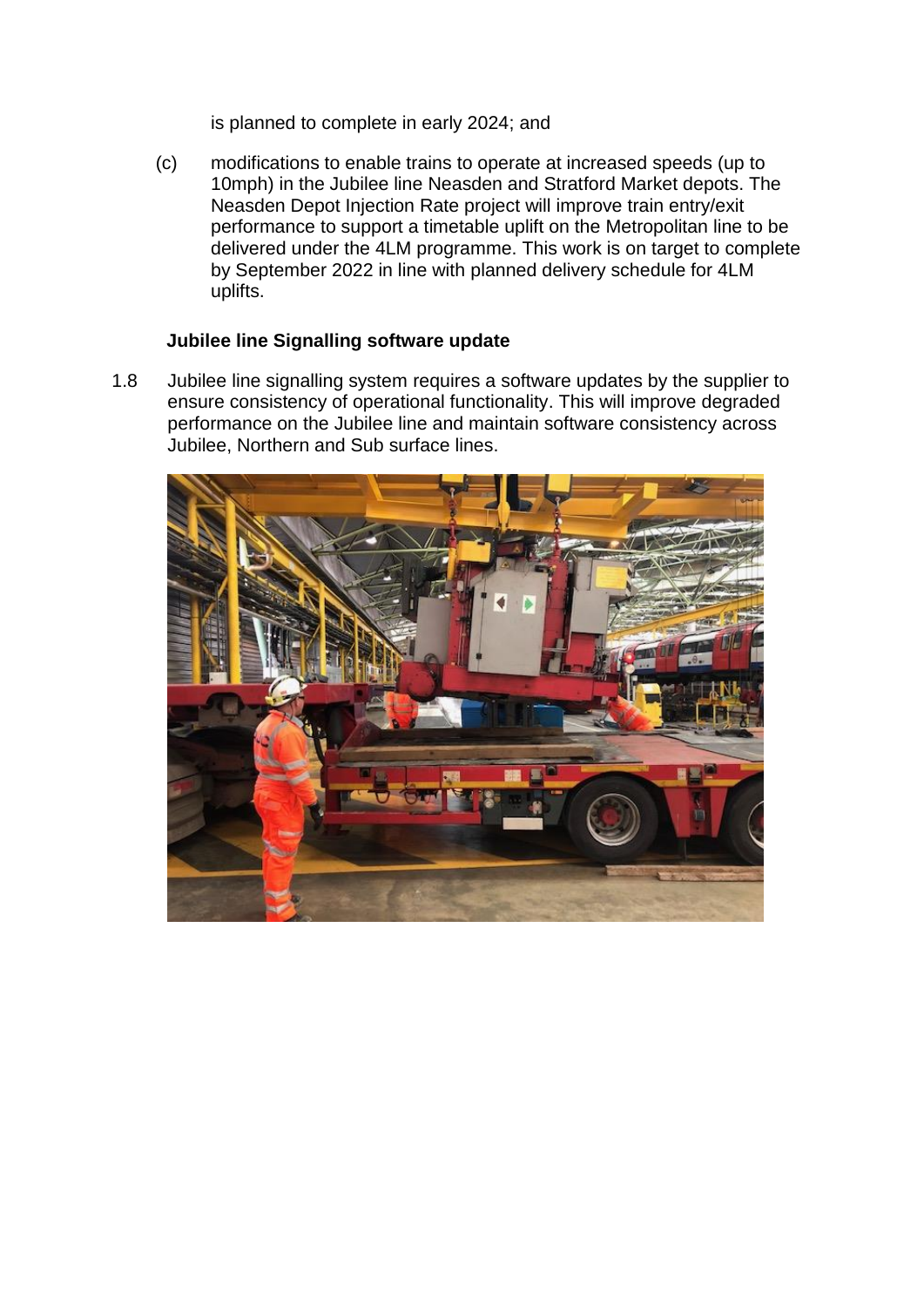is planned to complete in early 2024; and

(c) modifications to enable trains to operate at increased speeds (up to 10mph) in the Jubilee line Neasden and Stratford Market depots. The Neasden Depot Injection Rate project will improve train entry/exit performance to support a timetable uplift on the Metropolitan line to be delivered under the 4LM programme. This work is on target to complete by September 2022 in line with planned delivery schedule for 4LM uplifts.

**Jubilee line Signalling software update**

1.8 Jubilee line signalling system requires a software updates by the supplier to ensure consistency of operational functionality. This will improve degraded performance on the Jubilee line and maintain software consistency across Jubilee, Northern and Sub surface lines.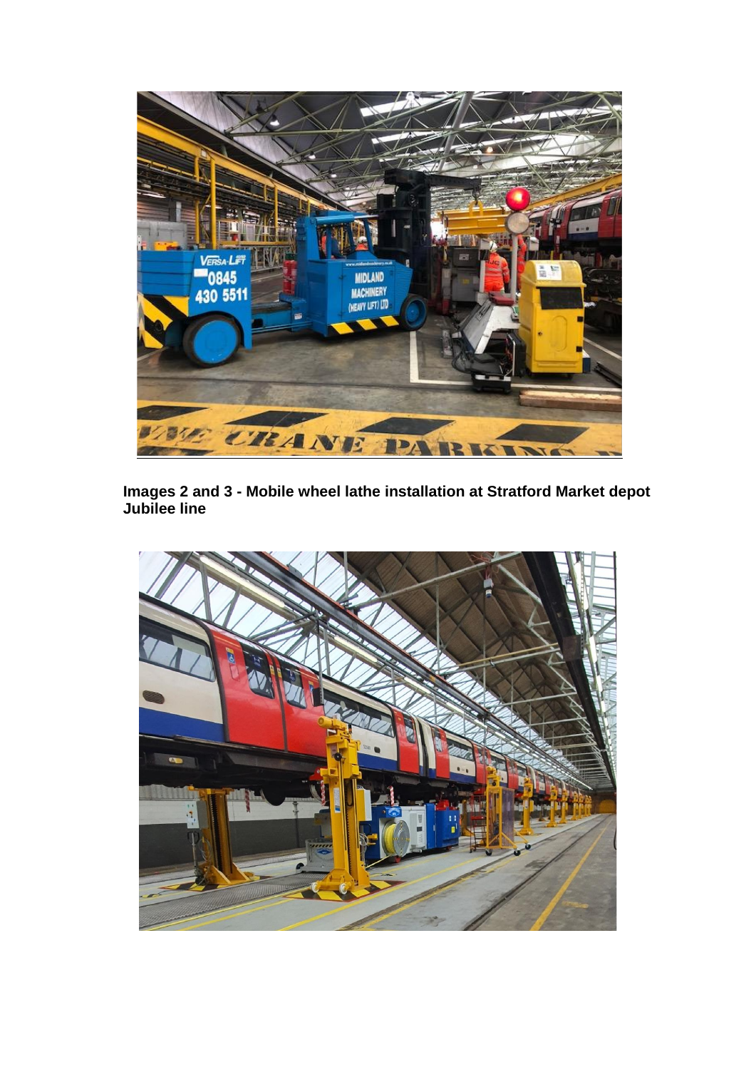**Images 2 and 3 - Mobile wheel lathe installation at Stratford Market depot Jubilee line**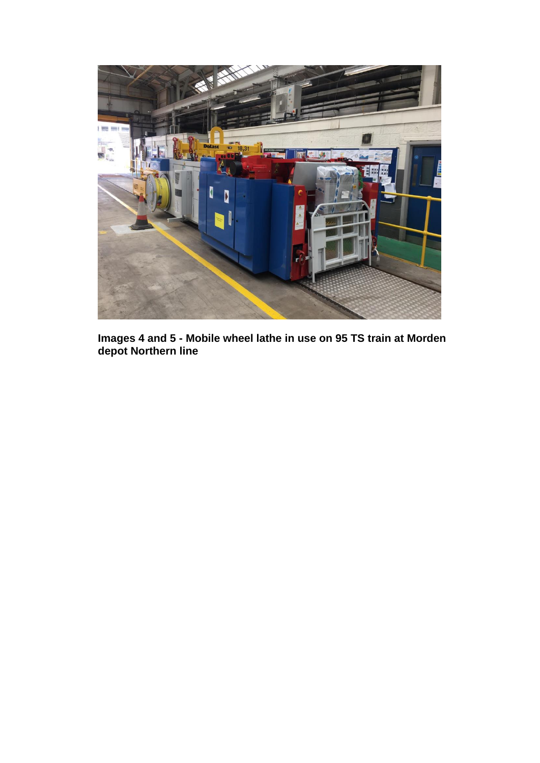**Images 4 and 5 - Mobile wheel lathe in use on 95 TS train at Morden depot Northern line**